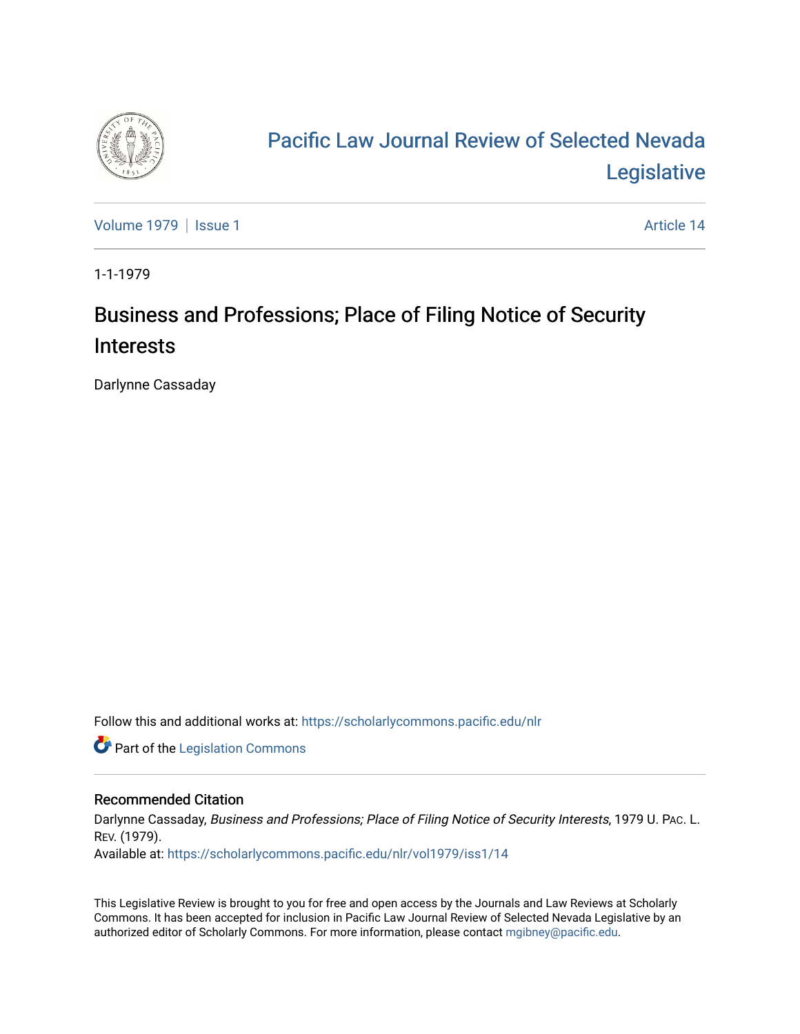# Pacific Law Journal Review of Selected Nevada Legislative

Volume 1979 | Issue 1 | Article 14

1-1-1979

## Business and Professions; Place of Filing Notice of Security Interests

Darlynne Cassaday

Follow this and additional works at: https://scholarlycommons.pacific.edu/nlr

Part of the Legislation Commons

### Recommended Citation

Darlynne Cassaday, *Business and Professions; Place of Filing Notice of Security Interests*, 1979 U. Pac. L. Rev. (1979).
Available at: https://scholarlycommons.pacific.edu/nlr/vol1979/iss1/14

This Legislative Review is brought to you for free and open access by the Journals and Law Reviews at Scholarly Commons. It has been accepted for inclusion in Pacific Law Journal Review of Selected Nevada Legislative by an authorized editor of Scholarly Commons. For more information, please contact mgibney@pacific.edu.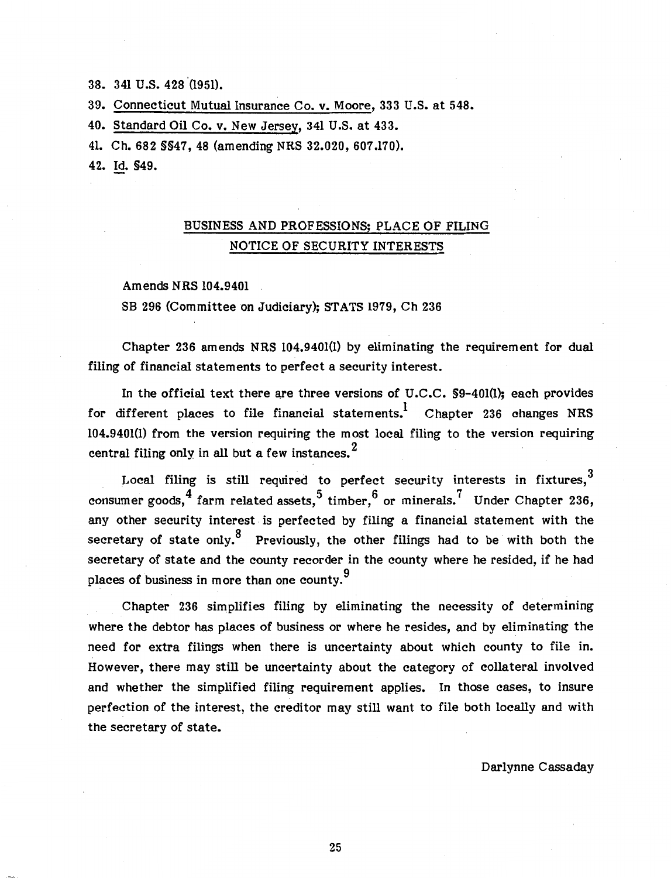38. 341 U.S. 428 (1951).

39. Connecticut Mutual Insurance Co. v. Moore, 333 U.S. at 548.

40. Standard Oil Co. v. New Jersey, 341 U.S. at 433.

41. Ch. 682 §§47, 48 (amending NRS 32.020, 607.170).

42. Id. §49.

## BUSINESS AND PROFESSIONS; PLACE OF FILING NOTICE OF SECURITY INTERESTS

Amends NRS 104.9401

SB 296 (Committee on Judiciary); STATS 1979, Ch 236

Chapter 236 amends NRS 104.9401(1) by eliminating the requirement for dual filing of financial statements to perfect a security interest.

In the official text there are three versions of U.C.C. §9-401(1); each provides for different places to file financial statements.[1] Chapter 236 changes NRS 104.9401(1) from the version requiring the most local filing to the version requiring central filing only in all but a few instances.[2]

Local filing is still required to perfect security interests in fixtures,[3] consumer goods,[4] farm related assets,[5] timber,[6] or minerals.[7] Under Chapter 236, any other security interest is perfected by filing a financial statement with the secretary of state only.[8] Previously, the other filings had to be with both the secretary of state and the county recorder in the county where he resided, if he had places of business in more than one county.[9]

Chapter 236 simplifies filing by eliminating the necessity of determining where the debtor has places of business or where he resides, and by eliminating the need for extra filings when there is uncertainty about which county to file in. However, there may still be uncertainty about the category of collateral involved and whether the simplified filing requirement applies. In those cases, to insure perfection of the interest, the creditor may still want to file both locally and with the secretary of state.

Darlynne Cassaday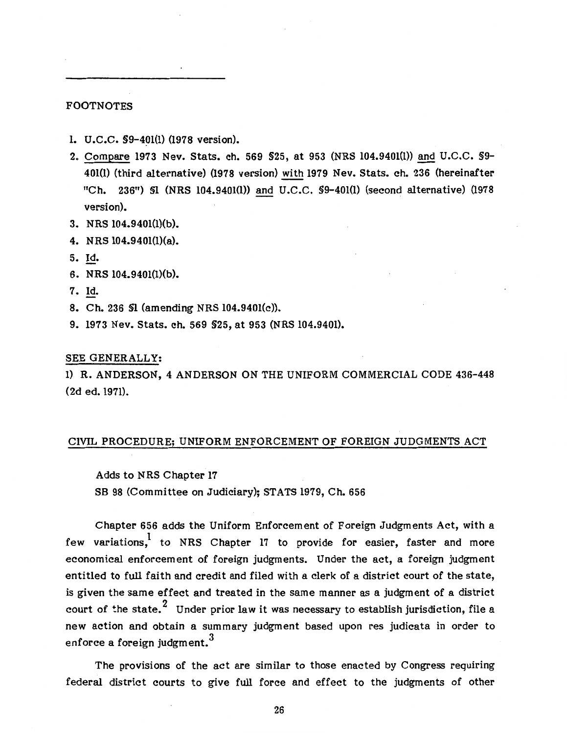---

FOOTNOTES

1. U.C.C. §9-401(1) (1978 version).
2. Compare 1973 Nev. Stats. ch. 569 §25, at 953 (NRS 104.9401(1)) and U.C.C. §9-401(1) (third alternative) (1978 version) with 1979 Nev. Stats. ch. 236 (hereinafter "Ch. 236") §1 (NRS 104.9401(1)) and U.C.C. §9-401(1) (second alternative) (1978 version).
3. NRS 104.9401(1)(b).
4. NRS 104.9401(1)(a).
5. Id.
6. NRS 104.9401(1)(b).
7. Id.
8. Ch. 236 §1 (amending NRS 104.9401(c)).
9. 1973 Nev. Stats. ch. 569 §25, at 953 (NRS 104.9401).

SEE GENERALLY:

1) R. ANDERSON, 4 ANDERSON ON THE UNIFORM COMMERCIAL CODE 436-448 (2d ed. 1971).

## CIVIL PROCEDURE; UNIFORM ENFORCEMENT OF FOREIGN JUDGMENTS ACT

Adds to NRS Chapter 17
SB 98 (Committee on Judiciary); STATS 1979, Ch. 656

Chapter 656 adds the Uniform Enforcement of Foreign Judgments Act, with a few variations,[1] to NRS Chapter 17 to provide for easier, faster and more economical enforcement of foreign judgments. Under the act, a foreign judgment entitled to full faith and credit and filed with a clerk of a district court of the state, is given the same effect and treated in the same manner as a judgment of a district court of the state.[2] Under prior law it was necessary to establish jurisdiction, file a new action and obtain a summary judgment based upon res judicata in order to enforce a foreign judgment.[3]

The provisions of the act are similar to those enacted by Congress requiring federal district courts to give full force and effect to the judgments of other